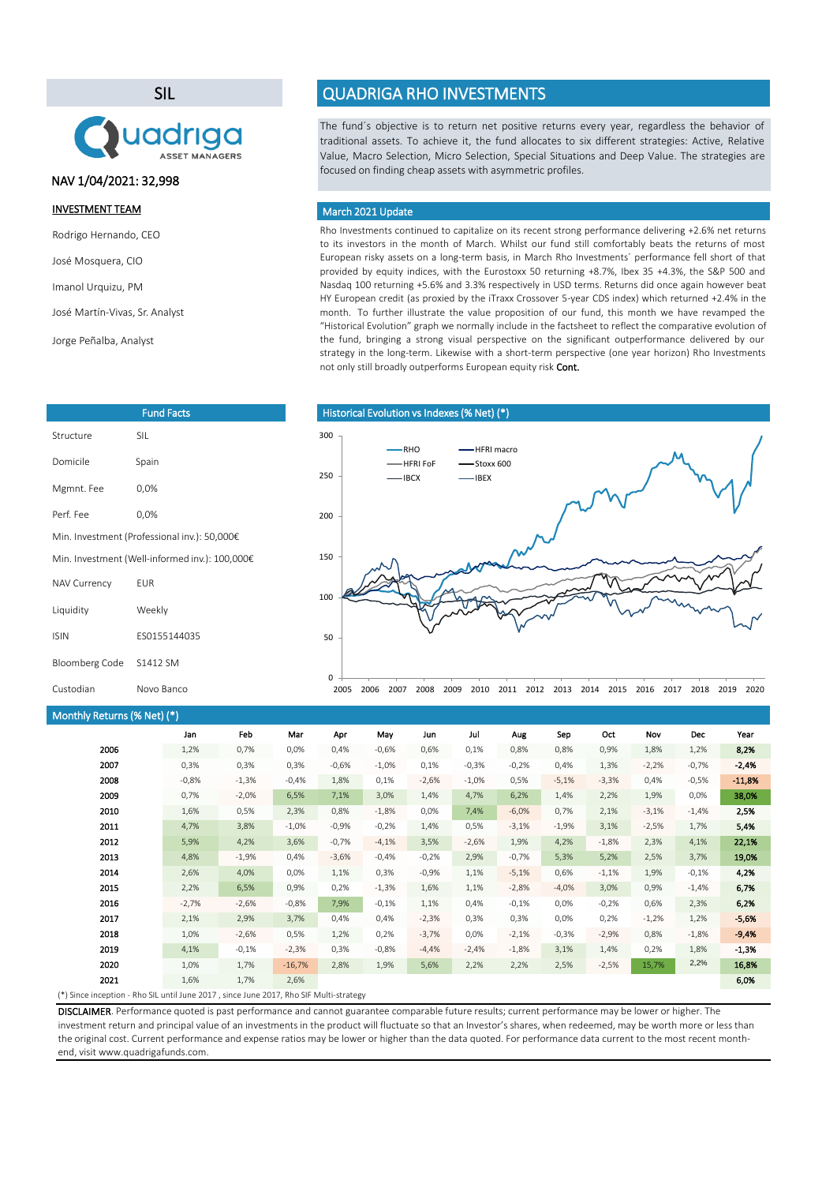# SIL

NAV 1/04/2021: 32,998

**INVESTMENT TEAM**

Rodrigo Hernando, CEO

José Mosquera, CIO

Imanol Urquizu, PM

José Martín-Vivas, Sr. Analyst

Jorge Peñalba, Analyst

# QUADRIGA RHO INVESTMENTS

The fund´s objective is to return net positive returns every year, regardless the behavior of traditional assets. To achieve it, the fund allocates to six different strategies: Active, Relative Value, Macro Selection, Micro Selection, Special Situations and Deep Value. The strategies are focused on finding cheap assets with asymmetric profiles.

## March 2021 Update

Rho Investments continued to capitalize on its recent strong performance delivering +2.6% net returns to its investors in the month of March. Whilst our fund still comfortably beats the returns of most European risky assets on a long-term basis, in March Rho Investments´ performance fell short of that provided by equity indices, with the Eurostoxx 50 returning +8.7%, Ibex 35 +4.3%, the S&P 500 and Nasdaq 100 returning +5.6% and 3.3% respectively in USD terms. Returns did once again however beat HY European credit (as proxied by the iTraxx Crossover 5-year CDS index) which returned +2.4% in the month. To further illustrate the value proposition of our fund, this month we have revamped the "Historical Evolution" graph we normally include in the factsheet to reflect the comparative evolution of the fund, bringing a strong visual perspective on the significant outperformance delivered by our strategy in the long-term. Likewise with a short-term perspective (one year horizon) Rho Investments not only still broadly outperforms European equity risk **Cont.**

## Fund Facts

| | |
|---|---|
| Structure | SIL |
| Domicile | Spain |
| Mgmnt. Fee | 0,0% |
| Perf. Fee | 0,0% |
| Min. Investment (Professional inv.): 50,000€ | |
| Min. Investment (Well-informed inv.): 100,000€ | |
| NAV Currency | EUR |
| Liquidity | Weekly |
| ISIN | ES0155144035 |
| Bloomberg Code | S1412 SM |
| Custodian | Novo Banco |

## Historical Evolution vs Indexes (% Net) (*)

## Monthly Returns (% Net) (*)

| | Jan | Feb | Mar | Apr | May | Jun | Jul | Aug | Sep | Oct | Nov | Dec | Year |
|---|---|---|---|---|---|---|---|---|---|---|---|---|---|
| **2006** | 1,2% | 0,7% | 0,0% | 0,4% | -0,6% | 0,6% | 0,1% | 0,8% | 0,8% | 0,9% | 1,8% | 1,2% | **8,2%** |
| **2007** | 0,3% | 0,3% | 0,3% | -0,6% | -1,0% | 0,1% | -0,3% | -0,2% | 0,4% | 1,3% | -2,2% | -0,7% | **-2,4%** |
| **2008** | -0,8% | -1,3% | -0,4% | 1,8% | 0,1% | -2,6% | -1,0% | 0,5% | -5,1% | -3,3% | 0,4% | -0,5% | **-11,8%** |
| **2009** | 0,7% | -2,0% | 6,5% | 7,1% | 3,0% | 1,4% | 4,7% | 6,2% | 1,4% | 2,2% | 1,9% | 0,0% | **38,0%** |
| **2010** | 1,6% | 0,5% | 2,3% | 0,8% | -1,8% | 0,0% | 7,4% | -6,0% | 0,7% | 2,1% | -3,1% | -1,4% | **2,5%** |
| **2011** | 4,7% | 3,8% | -1,0% | -0,9% | -0,2% | 1,4% | 0,5% | -3,1% | -1,9% | 3,1% | -2,5% | 1,7% | **5,4%** |
| **2012** | 5,9% | 4,2% | 3,6% | -0,7% | -4,1% | 3,5% | -2,6% | 1,9% | 4,2% | -1,8% | 2,3% | 4,1% | **22,1%** |
| **2013** | 4,8% | -1,9% | 0,4% | -3,6% | -0,4% | -0,2% | 2,9% | -0,7% | 5,3% | 5,2% | 2,5% | 3,7% | **19,0%** |
| **2014** | 2,6% | 4,0% | 0,0% | 1,1% | 0,3% | -0,9% | 1,1% | -5,1% | 0,6% | -1,1% | 1,9% | -0,1% | **4,2%** |
| **2015** | 2,2% | 6,5% | 0,9% | 0,2% | -1,3% | 1,6% | 1,1% | -2,8% | -4,0% | 3,0% | 0,9% | -1,4% | **6,7%** |
| **2016** | -2,7% | -2,6% | -0,8% | 7,9% | -0,1% | 1,1% | 0,4% | -0,1% | 0,0% | -0,2% | 0,6% | 2,3% | **6,2%** |
| **2017** | 2,1% | 2,9% | 3,7% | 0,4% | 0,4% | -2,3% | 0,3% | 0,3% | 0,0% | 0,2% | -1,2% | 1,2% | **-5,6%** |
| **2018** | 1,0% | -2,6% | 0,5% | 1,2% | 0,2% | -3,7% | 0,0% | -2,1% | -0,3% | -2,9% | 0,8% | -1,8% | **-9,4%** |
| **2019** | 4,1% | -0,1% | -2,3% | 0,3% | -0,8% | -4,4% | -2,4% | -1,8% | 3,1% | 1,4% | 0,2% | 1,8% | **-1,3%** |
| **2020** | 1,0% | 1,7% | -16,7% | 2,8% | 1,9% | 5,6% | 2,2% | 2,2% | 2,5% | -2,5% | 15,7% | 2,2% | **16,8%** |
| **2021** | 1,6% | 1,7% | 2,6% | | | | | | | | | | **6,0%** |

(*) Since inception - Rho SIL until June 2017 , since June 2017, Rho SIF Multi-strategy

**DISCLAIMER**. Performance quoted is past performance and cannot guarantee comparable future results; current performance may be lower or higher. The investment return and principal value of an investments in the product will fluctuate so that an Investor's shares, when redeemed, may be worth more or less than the original cost. Current performance and expense ratios may be lower or higher than the data quoted. For performance data current to the most recent month-end, visit www.quadrigafunds.com.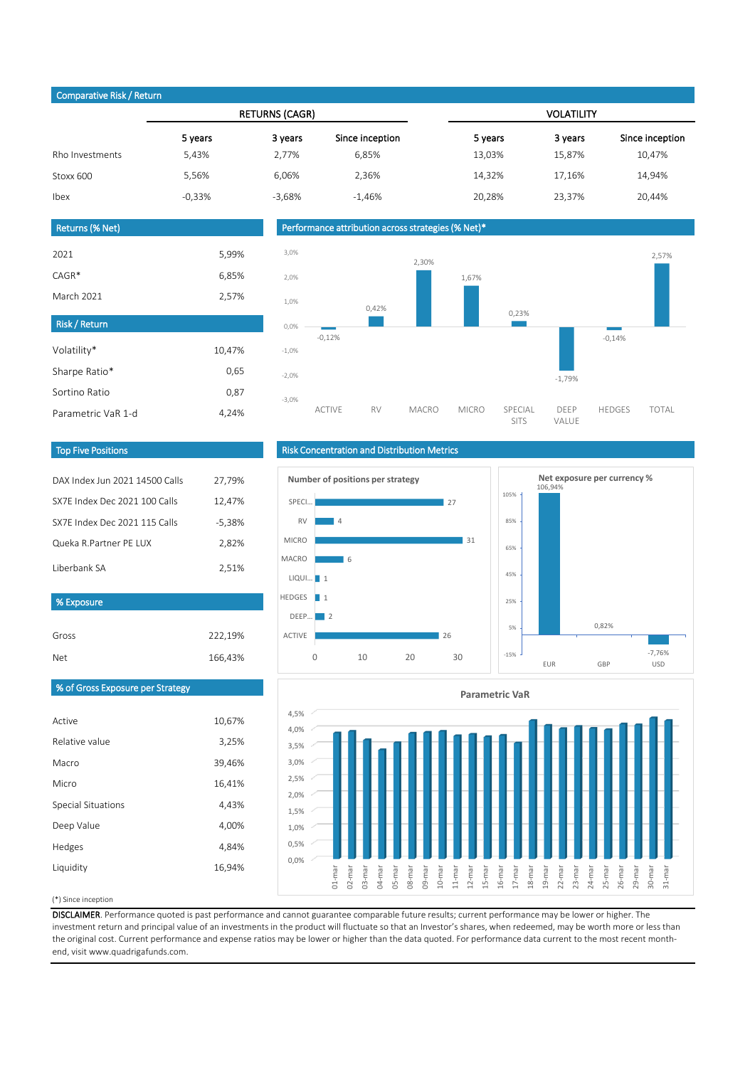## Comparative Risk / Return

| | RETURNS (CAGR) | | | VOLATILITY | | |
|---|---|---|---|---|---|---|
| | 5 years | 3 years | Since inception | 5 years | 3 years | Since inception |
| Rho Investments | 5,43% | 2,77% | 6,85% | 13,03% | 15,87% | 10,47% |
| Stoxx 600 | 5,56% | 6,06% | 2,36% | 14,32% | 17,16% | 14,94% |
| Ibex | -0,33% | -3,68% | -1,46% | 20,28% | 23,37% | 20,44% |

## Returns (% Net)

| | |
|---|---|
| 2021 | 5,99% |
| CAGR* | 6,85% |
| March 2021 | 2,57% |

## Risk / Return

| | |
|---|---|
| Volatility* | 10,47% |
| Sharpe Ratio* | 0,65 |
| Sortino Ratio | 0,87 |
| Parametric VaR 1-d | 4,24% |

## Performance attribution across strategies (% Net)*

| ACTIVE | RV | MACRO | MICRO | SPECIAL SITS | DEEP VALUE | HEDGES | TOTAL |
|---|---|---|---|---|---|---|---|
| -0,12% | 0,42% | 2,30% | 1,67% | 0,23% | -1,79% | -0,14% | 2,57% |

## Top Five Positions

| | |
|---|---|
| DAX Index Jun 2021 14500 Calls | 27,79% |
| SX7E Index Dec 2021 100 Calls | 12,47% |
| SX7E Index Dec 2021 115 Calls | -5,38% |
| Queka R.Partner PE LUX | 2,82% |
| Liberbank SA | 2,51% |

## Risk Concentration and Distribution Metrics

**Number of positions per strategy**

| Strategy | Positions |
|---|---|
| SPECI... | 27 |
| RV | 4 |
| MICRO | 31 |
| MACRO | 6 |
| LIQUI... | 1 |
| HEDGES | 1 |
| DEEP... | 2 |
| ACTIVE | 26 |

**Net exposure per currency %**

| EUR | GBP | USD |
|---|---|---|
| 106,94% | 0,82% | -7,76% |

## % Exposure

| | |
|---|---|
| Gross | 222,19% |
| Net | 166,43% |

## % of Gross Exposure per Strategy

| | |
|---|---|
| Active | 10,67% |
| Relative value | 3,25% |
| Macro | 39,46% |
| Micro | 16,41% |
| Special Situations | 4,43% |
| Deep Value | 4,00% |
| Hedges | 4,84% |
| Liquidity | 16,94% |

**Parametric VaR**

(Daily chart, 01-mar to 31-mar: 01-mar, 02-mar, 03-mar, 04-mar, 05-mar, 08-mar, 09-mar, 10-mar, 11-mar, 12-mar, 15-mar, 16-mar, 17-mar, 18-mar, 19-mar, 22-mar, 23-mar, 24-mar, 25-mar, 26-mar, 29-mar, 30-mar, 31-mar; axis 0,0% – 4,5%)

(*) Since inception

**DISCLAIMER**. Performance quoted is past performance and cannot guarantee comparable future results; current performance may be lower or higher. The investment return and principal value of an investments in the product will fluctuate so that an Investor's shares, when redeemed, may be worth more or less than the original cost. Current performance and expense ratios may be lower or higher than the data quoted. For performance data current to the most recent month-end, visit www.quadrigafunds.com.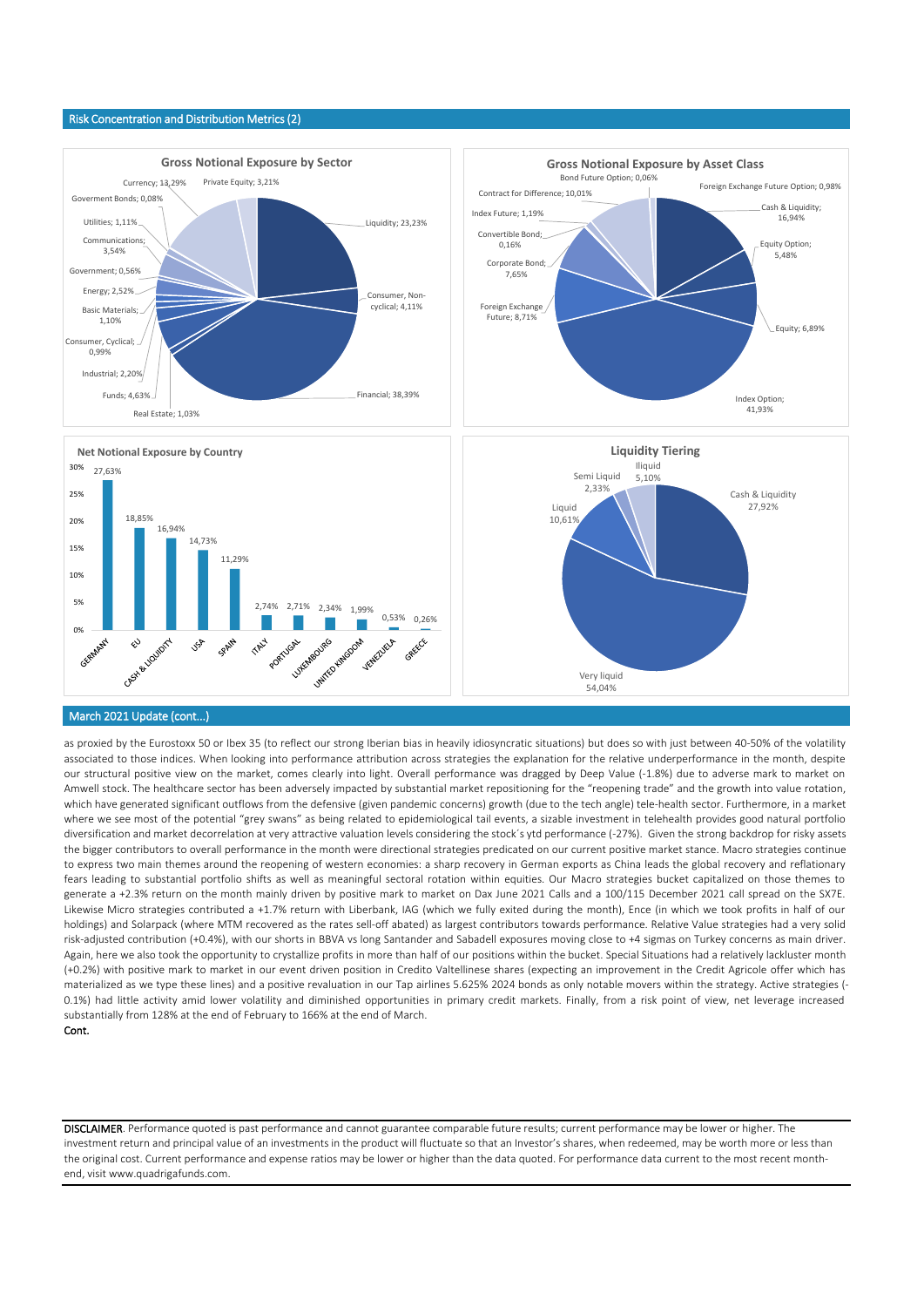## Risk Concentration and Distribution Metrics (2)

**Gross Notional Exposure by Sector**

| Sector | Exposure |
|---|---|
| Liquidity | 23,23% |
| Consumer, Non-cyclical | 4,11% |
| Financial | 38,39% |
| Real Estate | 1,03% |
| Funds | 4,63% |
| Industrial | 2,20% |
| Consumer, Cyclical | 0,99% |
| Basic Materials | 1,10% |
| Energy | 2,52% |
| Government | 0,56% |
| Communications | 3,54% |
| Utilities | 1,11% |
| Goverment Bonds | 0,08% |
| Currency | 13,29% |
| Private Equity | 3,21% |

**Gross Notional Exposure by Asset Class**

| Asset Class | Exposure |
|---|---|
| Bond Future Option | 0,06% |
| Foreign Exchange Future Option | 0,98% |
| Cash & Liquidity | 16,94% |
| Equity Option | 5,48% |
| Equity | 6,89% |
| Index Option | 41,93% |
| Foreign Exchange Future | 8,71% |
| Corporate Bond | 7,65% |
| Convertible Bond | 0,16% |
| Index Future | 1,19% |
| Contract for Difference | 10,01% |

**Net Notional Exposure by Country**

| Country | Exposure |
|---|---|
| GERMANY | 27,63% |
| EU | 18,85% |
| CASH & LIQUIDITY | 16,94% |
| USA | 14,73% |
| SPAIN | 11,29% |
| ITALY | 2,74% |
| PORTUGAL | 2,71% |
| LUXEMBOURG | 2,34% |
| UNITED KINGDOM | 1,99% |
| VENEZUELA | 0,53% |
| GREECE | 0,26% |

**Liquidity Tiering**

| Tier | Share |
|---|---|
| Cash & Liquidity | 27,92% |
| Very liquid | 54,04% |
| Liquid | 10,61% |
| Semi Liquid | 2,33% |
| Iliquid | 5,10% |

## March 2021 Update (cont…)

as proxied by the Eurostoxx 50 or Ibex 35 (to reflect our strong Iberian bias in heavily idiosyncratic situations) but does so with just between 40-50% of the volatility associated to those indices. When looking into performance attribution across strategies the explanation for the relative underperformance in the month, despite our structural positive view on the market, comes clearly into light. Overall performance was dragged by Deep Value (-1.8%) due to adverse mark to market on Amwell stock. The healthcare sector has been adversely impacted by substantial market repositioning for the "reopening trade" and the growth into value rotation, which have generated significant outflows from the defensive (given pandemic concerns) growth (due to the tech angle) tele-health sector. Furthermore, in a market where we see most of the potential "grey swans" as being related to epidemiological tail events, a sizable investment in telehealth provides good natural portfolio diversification and market decorrelation at very attractive valuation levels considering the stock´s ytd performance (-27%). Given the strong backdrop for risky assets the bigger contributors to overall performance in the month were directional strategies predicated on our current positive market stance. Macro strategies continue to express two main themes around the reopening of western economies: a sharp recovery in German exports as China leads the global recovery and reflationary fears leading to substantial portfolio shifts as well as meaningful sectoral rotation within equities. Our Macro strategies bucket capitalized on those themes to generate a +2.3% return on the month mainly driven by positive mark to market on Dax June 2021 Calls and a 100/115 December 2021 call spread on the SX7E. Likewise Micro strategies contributed a +1.7% return with Liberbank, IAG (which we fully exited during the month), Ence (in which we took profits in half of our holdings) and Solarpack (where MTM recovered as the rates sell-off abated) as largest contributors towards performance. Relative Value strategies had a very solid risk-adjusted contribution (+0.4%), with our shorts in BBVA vs long Santander and Sabadell exposures moving close to +4 sigmas on Turkey concerns as main driver. Again, here we also took the opportunity to crystallize profits in more than half of our positions within the bucket. Special Situations had a relatively lackluster month (+0.2%) with positive mark to market in our event driven position in Credito Valtellinese shares (expecting an improvement in the Credit Agricole offer which has materialized as we type these lines) and a positive revaluation in our Tap airlines 5.625% 2024 bonds as only notable movers within the strategy. Active strategies (-0.1%) had little activity amid lower volatility and diminished opportunities in primary credit markets. Finally, from a risk point of view, net leverage increased substantially from 128% at the end of February to 166% at the end of March.

**Cont.**

**DISCLAIMER**. Performance quoted is past performance and cannot guarantee comparable future results; current performance may be lower or higher. The investment return and principal value of an investments in the product will fluctuate so that an Investor's shares, when redeemed, may be worth more or less than the original cost. Current performance and expense ratios may be lower or higher than the data quoted. For performance data current to the most recent month-end, visit www.quadrigafunds.com.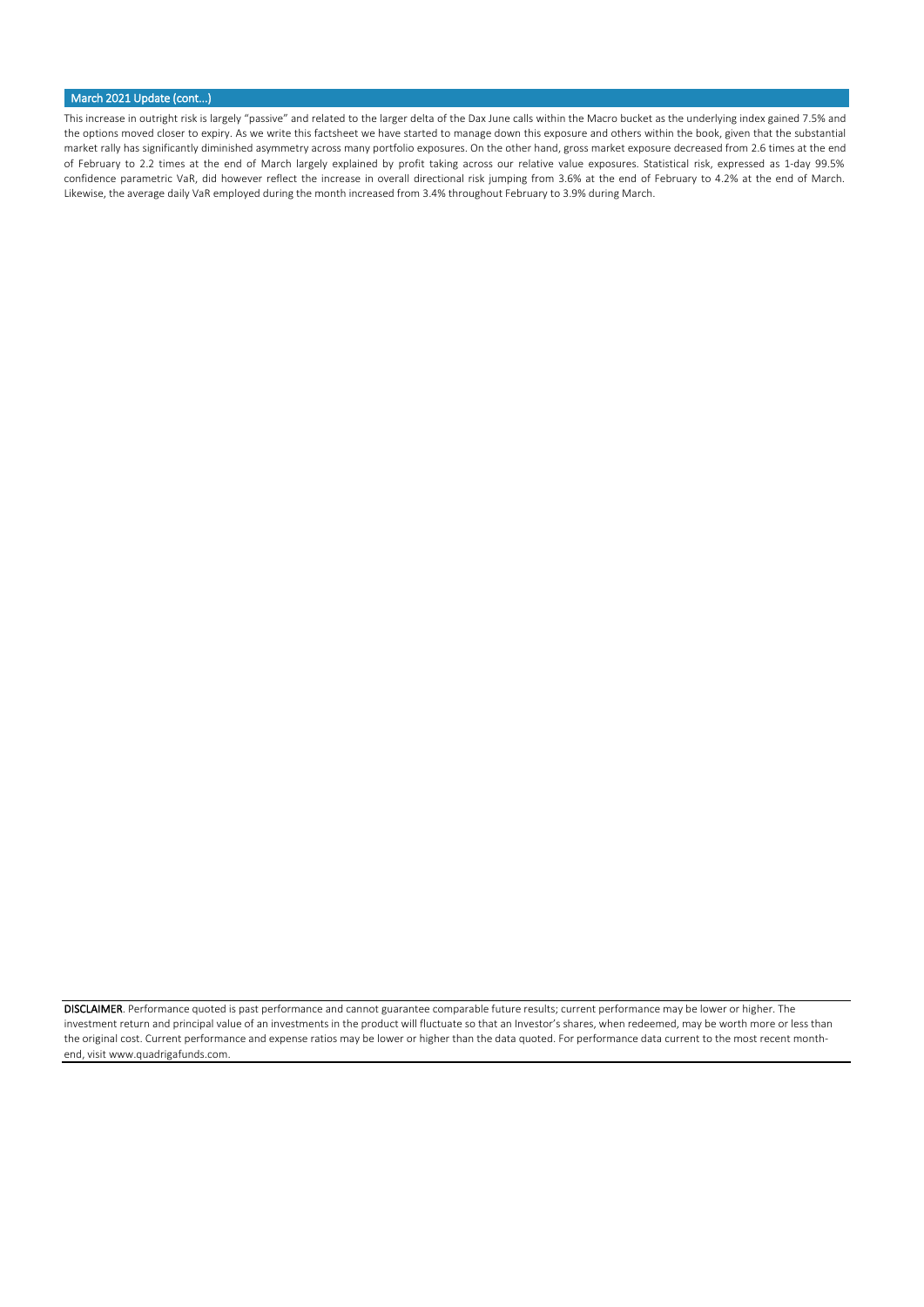## March 2021 Update (cont...)

This increase in outright risk is largely "passive" and related to the larger delta of the Dax June calls within the Macro bucket as the underlying index gained 7.5% and the options moved closer to expiry. As we write this factsheet we have started to manage down this exposure and others within the book, given that the substantial market rally has significantly diminished asymmetry across many portfolio exposures. On the other hand, gross market exposure decreased from 2.6 times at the end of February to 2.2 times at the end of March largely explained by profit taking across our relative value exposures. Statistical risk, expressed as 1-day 99.5% confidence parametric VaR, did however reflect the increase in overall directional risk jumping from 3.6% at the end of February to 4.2% at the end of March. Likewise, the average daily VaR employed during the month increased from 3.4% throughout February to 3.9% during March.

**DISCLAIMER**. Performance quoted is past performance and cannot guarantee comparable future results; current performance may be lower or higher. The investment return and principal value of an investments in the product will fluctuate so that an Investor's shares, when redeemed, may be worth more or less than the original cost. Current performance and expense ratios may be lower or higher than the data quoted. For performance data current to the most recent month-end, visit www.quadrigafunds.com.